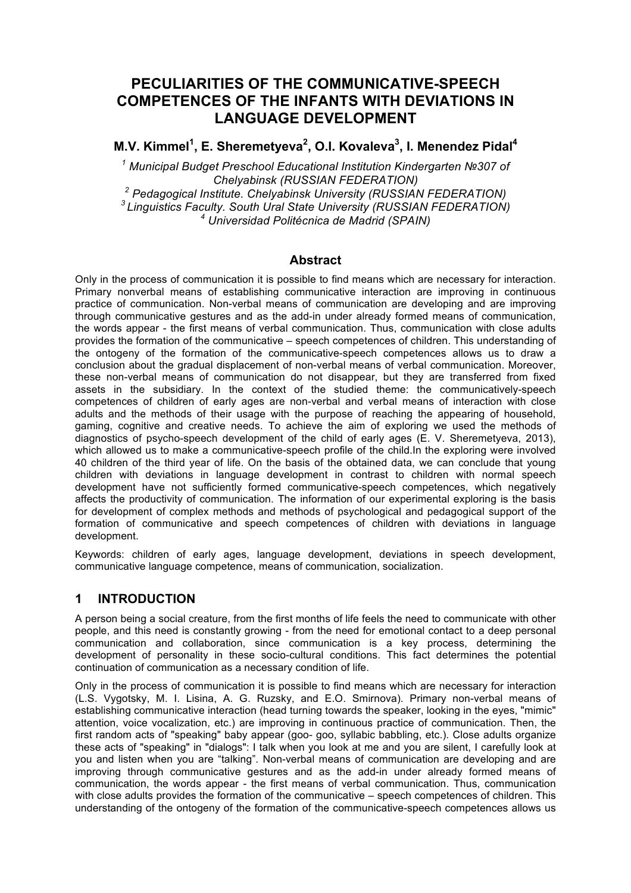# PECULIARITIES OF THE COMMUNICATIVE-SPEECH COMPETENCES OF THE INFANTS WITH DEVIATIONS IN LANGUAGE DEVELOPMENT

**M.V. Kimmel[1], E. Sheremetyeva[2], O.I. Kovaleva[3], I. Menendez Pidal[4]**

*[1] Municipal Budget Preschool Educational Institution Kindergarten №307 of Chelyabinsk (RUSSIAN FEDERATION)*
*[2] Pedagogical Institute. Chelyabinsk University (RUSSIAN FEDERATION)*
*[3] Linguistics Faculty. South Ural State University (RUSSIAN FEDERATION)*
*[4] Universidad Politécnica de Madrid (SPAIN)*

## Abstract

Only in the process of communication it is possible to find means which are necessary for interaction. Primary nonverbal means of establishing communicative interaction are improving in continuous practice of communication. Non-verbal means of communication are developing and are improving through communicative gestures and as the add-in under already formed means of communication, the words appear - the first means of verbal communication. Thus, communication with close adults provides the formation of the communicative – speech competences of children. This understanding of the ontogeny of the formation of the communicative-speech competences allows us to draw a conclusion about the gradual displacement of non-verbal means of verbal communication. Moreover, these non-verbal means of communication do not disappear, but they are transferred from fixed assets in the subsidiary. In the context of the studied theme: the communicatively-speech competences of children of early ages are non-verbal and verbal means of interaction with close adults and the methods of their usage with the purpose of reaching the appearing of household, gaming, cognitive and creative needs. To achieve the aim of exploring we used the methods of diagnostics of psycho-speech development of the child of early ages (E. V. Sheremetyeva, 2013), which allowed us to make a communicative-speech profile of the child.In the exploring were involved 40 children of the third year of life. On the basis of the obtained data, we can conclude that young children with deviations in language development in contrast to children with normal speech development have not sufficiently formed communicative-speech competences, which negatively affects the productivity of communication. The information of our experimental exploring is the basis for development of complex methods and methods of psychological and pedagogical support of the formation of communicative and speech competences of children with deviations in language development.

Keywords: children of early ages, language development, deviations in speech development, communicative language competence, means of communication, socialization.

## 1 INTRODUCTION

A person being a social creature, from the first months of life feels the need to communicate with other people, and this need is constantly growing - from the need for emotional contact to a deep personal communication and collaboration, since communication is a key process, determining the development of personality in these socio-cultural conditions. This fact determines the potential continuation of communication as a necessary condition of life.

Only in the process of communication it is possible to find means which are necessary for interaction (L.S. Vygotsky, M. I. Lisina, A. G. Ruzsky, and E.O. Smirnova). Primary non-verbal means of establishing communicative interaction (head turning towards the speaker, looking in the eyes, "mimic" attention, voice vocalization, etc.) are improving in continuous practice of communication. Then, the first random acts of "speaking" baby appear (goo- goo, syllabic babbling, etc.). Close adults organize these acts of "speaking" in "dialogs": I talk when you look at me and you are silent, I carefully look at you and listen when you are "talking". Non-verbal means of communication are developing and are improving through communicative gestures and as the add-in under already formed means of communication, the words appear - the first means of verbal communication. Thus, communication with close adults provides the formation of the communicative – speech competences of children. This understanding of the ontogeny of the formation of the communicative-speech competences allows us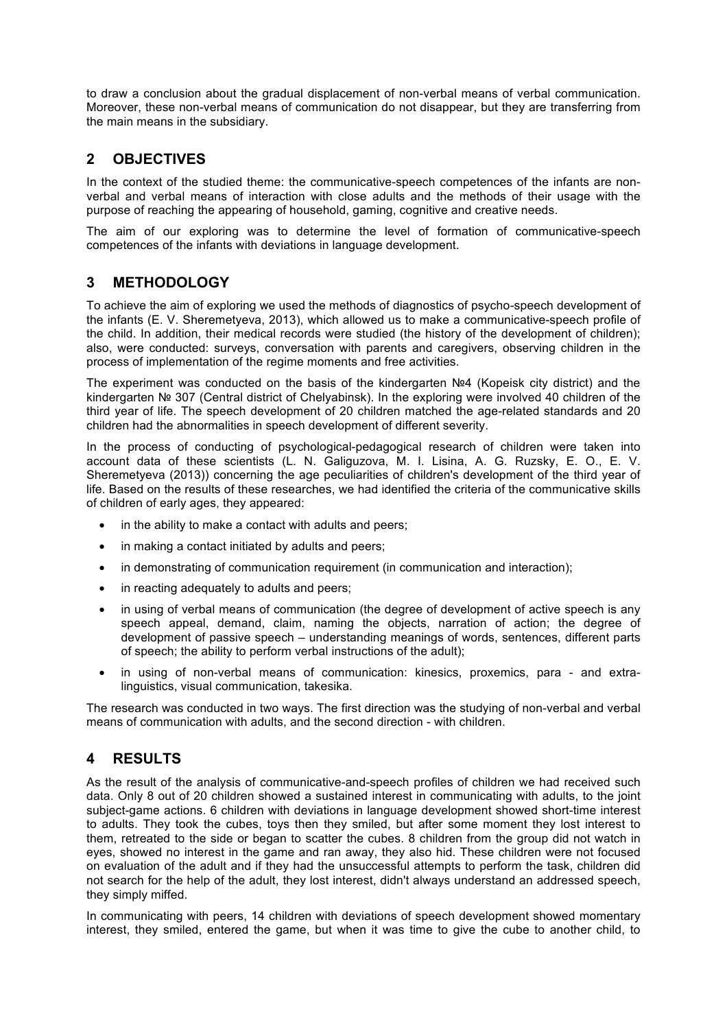to draw a conclusion about the gradual displacement of non-verbal means of verbal communication. Moreover, these non-verbal means of communication do not disappear, but they are transferring from the main means in the subsidiary.

## 2 OBJECTIVES

In the context of the studied theme: the communicative-speech competences of the infants are non-verbal and verbal means of interaction with close adults and the methods of their usage with the purpose of reaching the appearing of household, gaming, cognitive and creative needs.

The aim of our exploring was to determine the level of formation of communicative-speech competences of the infants with deviations in language development.

## 3 METHODOLOGY

To achieve the aim of exploring we used the methods of diagnostics of psycho-speech development of the infants (E. V. Sheremetyeva, 2013), which allowed us to make a communicative-speech profile of the child. In addition, their medical records were studied (the history of the development of children); also, were conducted: surveys, conversation with parents and caregivers, observing children in the process of implementation of the regime moments and free activities.

The experiment was conducted on the basis of the kindergarten №4 (Kopeisk city district) and the kindergarten № 307 (Central district of Chelyabinsk). In the exploring were involved 40 children of the third year of life. The speech development of 20 children matched the age-related standards and 20 children had the abnormalities in speech development of different severity.

In the process of conducting of psychological-pedagogical research of children were taken into account data of these scientists (L. N. Galiguzova, M. I. Lisina, A. G. Ruzsky, E. O., E. V. Sheremetyeva (2013)) concerning the age peculiarities of children's development of the third year of life. Based on the results of these researches, we had identified the criteria of the communicative skills of children of early ages, they appeared:

- in the ability to make a contact with adults and peers;
- in making a contact initiated by adults and peers;
- in demonstrating of communication requirement (in communication and interaction);
- in reacting adequately to adults and peers;
- in using of verbal means of communication (the degree of development of active speech is any speech appeal, demand, claim, naming the objects, narration of action; the degree of development of passive speech – understanding meanings of words, sentences, different parts of speech; the ability to perform verbal instructions of the adult);
- in using of non-verbal means of communication: kinesics, proxemics, para - and extra-linguistics, visual communication, takesika.

The research was conducted in two ways. The first direction was the studying of non-verbal and verbal means of communication with adults, and the second direction - with children.

## 4 RESULTS

As the result of the analysis of communicative-and-speech profiles of children we had received such data. Only 8 out of 20 children showed a sustained interest in communicating with adults, to the joint subject-game actions. 6 children with deviations in language development showed short-time interest to adults. They took the cubes, toys then they smiled, but after some moment they lost interest to them, retreated to the side or began to scatter the cubes. 8 children from the group did not watch in eyes, showed no interest in the game and ran away, they also hid. These children were not focused on evaluation of the adult and if they had the unsuccessful attempts to perform the task, children did not search for the help of the adult, they lost interest, didn't always understand an addressed speech, they simply miffed.

In communicating with peers, 14 children with deviations of speech development showed momentary interest, they smiled, entered the game, but when it was time to give the cube to another child, to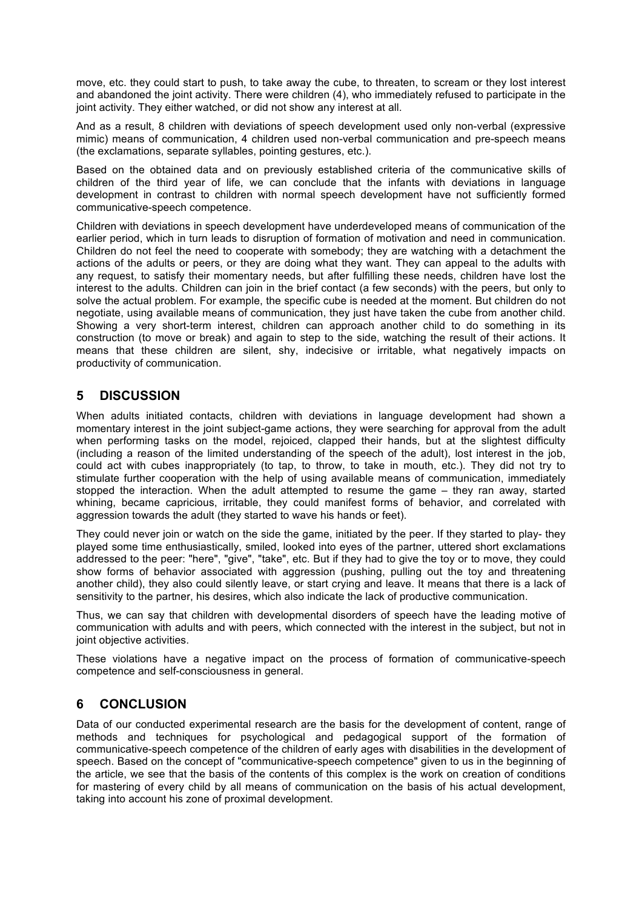move, etc. they could start to push, to take away the cube, to threaten, to scream or they lost interest and abandoned the joint activity. There were children (4), who immediately refused to participate in the joint activity. They either watched, or did not show any interest at all.

And as a result, 8 children with deviations of speech development used only non-verbal (expressive mimic) means of communication, 4 children used non-verbal communication and pre-speech means (the exclamations, separate syllables, pointing gestures, etc.).

Based on the obtained data and on previously established criteria of the communicative skills of children of the third year of life, we can conclude that the infants with deviations in language development in contrast to children with normal speech development have not sufficiently formed communicative-speech competence.

Children with deviations in speech development have underdeveloped means of communication of the earlier period, which in turn leads to disruption of formation of motivation and need in communication. Children do not feel the need to cooperate with somebody; they are watching with a detachment the actions of the adults or peers, or they are doing what they want. They can appeal to the adults with any request, to satisfy their momentary needs, but after fulfilling these needs, children have lost the interest to the adults. Children can join in the brief contact (a few seconds) with the peers, but only to solve the actual problem. For example, the specific cube is needed at the moment. But children do not negotiate, using available means of communication, they just have taken the cube from another child. Showing a very short-term interest, children can approach another child to do something in its construction (to move or break) and again to step to the side, watching the result of their actions. It means that these children are silent, shy, indecisive or irritable, what negatively impacts on productivity of communication.

## 5 DISCUSSION

When adults initiated contacts, children with deviations in language development had shown a momentary interest in the joint subject-game actions, they were searching for approval from the adult when performing tasks on the model, rejoiced, clapped their hands, but at the slightest difficulty (including a reason of the limited understanding of the speech of the adult), lost interest in the job, could act with cubes inappropriately (to tap, to throw, to take in mouth, etc.). They did not try to stimulate further cooperation with the help of using available means of communication, immediately stopped the interaction. When the adult attempted to resume the game – they ran away, started whining, became capricious, irritable, they could manifest forms of behavior, and correlated with aggression towards the adult (they started to wave his hands or feet).

They could never join or watch on the side the game, initiated by the peer. If they started to play- they played some time enthusiastically, smiled, looked into eyes of the partner, uttered short exclamations addressed to the peer: "here", "give", "take", etc. But if they had to give the toy or to move, they could show forms of behavior associated with aggression (pushing, pulling out the toy and threatening another child), they also could silently leave, or start crying and leave. It means that there is a lack of sensitivity to the partner, his desires, which also indicate the lack of productive communication.

Thus, we can say that children with developmental disorders of speech have the leading motive of communication with adults and with peers, which connected with the interest in the subject, but not in joint objective activities.

These violations have a negative impact on the process of formation of communicative-speech competence and self-consciousness in general.

## 6 CONCLUSION

Data of our conducted experimental research are the basis for the development of content, range of methods and techniques for psychological and pedagogical support of the formation of communicative-speech competence of the children of early ages with disabilities in the development of speech. Based on the concept of "communicative-speech competence" given to us in the beginning of the article, we see that the basis of the contents of this complex is the work on creation of conditions for mastering of every child by all means of communication on the basis of his actual development, taking into account his zone of proximal development.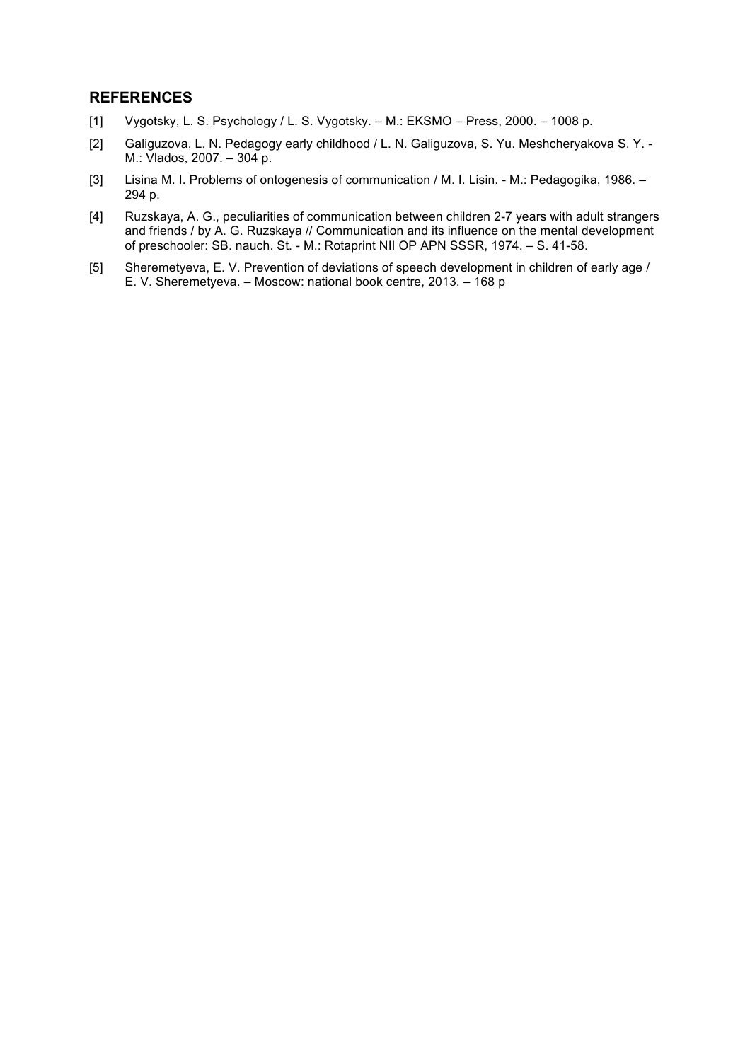## REFERENCES

[1] Vygotsky, L. S. Psychology / L. S. Vygotsky. – M.: EKSMO – Press, 2000. – 1008 p.

[2] Galiguzova, L. N. Pedagogy early childhood / L. N. Galiguzova, S. Yu. Meshcheryakova S. Y. - M.: Vlados, 2007. – 304 p.

[3] Lisina M. I. Problems of ontogenesis of communication / M. I. Lisin. - M.: Pedagogika, 1986. – 294 p.

[4] Ruzskaya, A. G., peculiarities of communication between children 2-7 years with adult strangers and friends / by A. G. Ruzskaya // Communication and its influence on the mental development of preschooler: SB. nauch. St. - M.: Rotaprint NII OP APN SSSR, 1974. – S. 41-58.

[5] Sheremetyeva, E. V. Prevention of deviations of speech development in children of early age / E. V. Sheremetyeva. – Moscow: national book centre, 2013. – 168 p